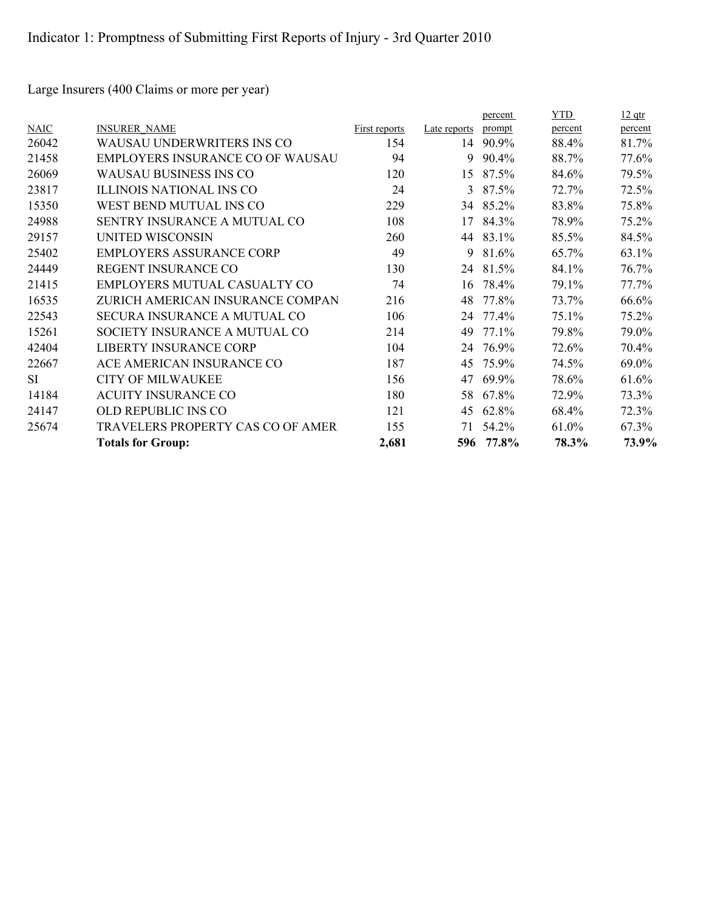# Indicator 1: Promptness of Submitting First Reports of Injury - 3rd Quarter 2010

Large Insurers (400 Claims or more per year)

| NAIC | INSURER_NAME | First reports | Late reports | percent prompt | YTD percent | 12 qtr percent |
|---|---|---|---|---|---|---|
| 26042 | WAUSAU UNDERWRITERS INS CO | 154 | 14 | 90.9% | 88.4% | 81.7% |
| 21458 | EMPLOYERS INSURANCE CO OF WAUSAU | 94 | 9 | 90.4% | 88.7% | 77.6% |
| 26069 | WAUSAU BUSINESS INS CO | 120 | 15 | 87.5% | 84.6% | 79.5% |
| 23817 | ILLINOIS NATIONAL INS CO | 24 | 3 | 87.5% | 72.7% | 72.5% |
| 15350 | WEST BEND MUTUAL INS CO | 229 | 34 | 85.2% | 83.8% | 75.8% |
| 24988 | SENTRY INSURANCE A MUTUAL CO | 108 | 17 | 84.3% | 78.9% | 75.2% |
| 29157 | UNITED WISCONSIN | 260 | 44 | 83.1% | 85.5% | 84.5% |
| 25402 | EMPLOYERS ASSURANCE CORP | 49 | 9 | 81.6% | 65.7% | 63.1% |
| 24449 | REGENT INSURANCE CO | 130 | 24 | 81.5% | 84.1% | 76.7% |
| 21415 | EMPLOYERS MUTUAL CASUALTY CO | 74 | 16 | 78.4% | 79.1% | 77.7% |
| 16535 | ZURICH AMERICAN INSURANCE COMPAN | 216 | 48 | 77.8% | 73.7% | 66.6% |
| 22543 | SECURA INSURANCE A MUTUAL CO | 106 | 24 | 77.4% | 75.1% | 75.2% |
| 15261 | SOCIETY INSURANCE A MUTUAL CO | 214 | 49 | 77.1% | 79.8% | 79.0% |
| 42404 | LIBERTY INSURANCE CORP | 104 | 24 | 76.9% | 72.6% | 70.4% |
| 22667 | ACE AMERICAN INSURANCE CO | 187 | 45 | 75.9% | 74.5% | 69.0% |
| SI | CITY OF MILWAUKEE | 156 | 47 | 69.9% | 78.6% | 61.6% |
| 14184 | ACUITY INSURANCE CO | 180 | 58 | 67.8% | 72.9% | 73.3% |
| 24147 | OLD REPUBLIC INS CO | 121 | 45 | 62.8% | 68.4% | 72.3% |
| 25674 | TRAVELERS PROPERTY CAS CO OF AMER | 155 | 71 | 54.2% | 61.0% | 67.3% |
| | **Totals for Group:** | **2,681** | **596** | **77.8%** | **78.3%** | **73.9%** |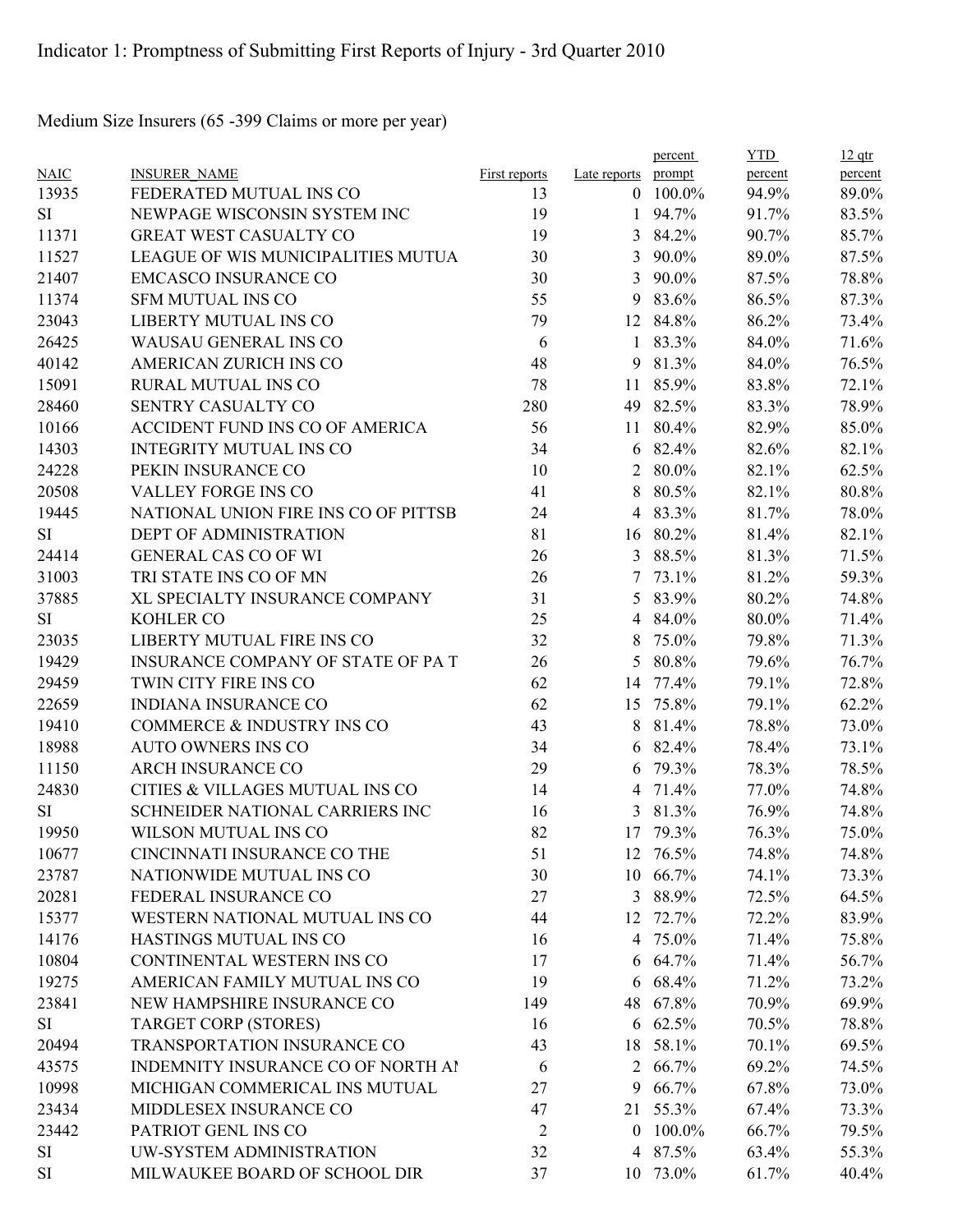Indicator 1: Promptness of Submitting First Reports of Injury - 3rd Quarter 2010

Medium Size Insurers (65 -399 Claims or more per year)

| NAIC | INSURER_NAME | First reports | Late reports | percent prompt | YTD percent | 12 qtr percent |
|---|---|---|---|---|---|---|
| 13935 | FEDERATED MUTUAL INS CO | 13 | 0 | 100.0% | 94.9% | 89.0% |
| SI | NEWPAGE WISCONSIN SYSTEM INC | 19 | 1 | 94.7% | 91.7% | 83.5% |
| 11371 | GREAT WEST CASUALTY CO | 19 | 3 | 84.2% | 90.7% | 85.7% |
| 11527 | LEAGUE OF WIS MUNICIPALITIES MUTUA | 30 | 3 | 90.0% | 89.0% | 87.5% |
| 21407 | EMCASCO INSURANCE CO | 30 | 3 | 90.0% | 87.5% | 78.8% |
| 11374 | SFM MUTUAL INS CO | 55 | 9 | 83.6% | 86.5% | 87.3% |
| 23043 | LIBERTY MUTUAL INS CO | 79 | 12 | 84.8% | 86.2% | 73.4% |
| 26425 | WAUSAU GENERAL INS CO | 6 | 1 | 83.3% | 84.0% | 71.6% |
| 40142 | AMERICAN ZURICH INS CO | 48 | 9 | 81.3% | 84.0% | 76.5% |
| 15091 | RURAL MUTUAL INS CO | 78 | 11 | 85.9% | 83.8% | 72.1% |
| 28460 | SENTRY CASUALTY CO | 280 | 49 | 82.5% | 83.3% | 78.9% |
| 10166 | ACCIDENT FUND INS CO OF AMERICA | 56 | 11 | 80.4% | 82.9% | 85.0% |
| 14303 | INTEGRITY MUTUAL INS CO | 34 | 6 | 82.4% | 82.6% | 82.1% |
| 24228 | PEKIN INSURANCE CO | 10 | 2 | 80.0% | 82.1% | 62.5% |
| 20508 | VALLEY FORGE INS CO | 41 | 8 | 80.5% | 82.1% | 80.8% |
| 19445 | NATIONAL UNION FIRE INS CO OF PITTSB | 24 | 4 | 83.3% | 81.7% | 78.0% |
| SI | DEPT OF ADMINISTRATION | 81 | 16 | 80.2% | 81.4% | 82.1% |
| 24414 | GENERAL CAS CO OF WI | 26 | 3 | 88.5% | 81.3% | 71.5% |
| 31003 | TRI STATE INS CO OF MN | 26 | 7 | 73.1% | 81.2% | 59.3% |
| 37885 | XL SPECIALTY INSURANCE COMPANY | 31 | 5 | 83.9% | 80.2% | 74.8% |
| SI | KOHLER CO | 25 | 4 | 84.0% | 80.0% | 71.4% |
| 23035 | LIBERTY MUTUAL FIRE INS CO | 32 | 8 | 75.0% | 79.8% | 71.3% |
| 19429 | INSURANCE COMPANY OF STATE OF PA T | 26 | 5 | 80.8% | 79.6% | 76.7% |
| 29459 | TWIN CITY FIRE INS CO | 62 | 14 | 77.4% | 79.1% | 72.8% |
| 22659 | INDIANA INSURANCE CO | 62 | 15 | 75.8% | 79.1% | 62.2% |
| 19410 | COMMERCE & INDUSTRY INS CO | 43 | 8 | 81.4% | 78.8% | 73.0% |
| 18988 | AUTO OWNERS INS CO | 34 | 6 | 82.4% | 78.4% | 73.1% |
| 11150 | ARCH INSURANCE CO | 29 | 6 | 79.3% | 78.3% | 78.5% |
| 24830 | CITIES & VILLAGES MUTUAL INS CO | 14 | 4 | 71.4% | 77.0% | 74.8% |
| SI | SCHNEIDER NATIONAL CARRIERS INC | 16 | 3 | 81.3% | 76.9% | 74.8% |
| 19950 | WILSON MUTUAL INS CO | 82 | 17 | 79.3% | 76.3% | 75.0% |
| 10677 | CINCINNATI INSURANCE CO THE | 51 | 12 | 76.5% | 74.8% | 74.8% |
| 23787 | NATIONWIDE MUTUAL INS CO | 30 | 10 | 66.7% | 74.1% | 73.3% |
| 20281 | FEDERAL INSURANCE CO | 27 | 3 | 88.9% | 72.5% | 64.5% |
| 15377 | WESTERN NATIONAL MUTUAL INS CO | 44 | 12 | 72.7% | 72.2% | 83.9% |
| 14176 | HASTINGS MUTUAL INS CO | 16 | 4 | 75.0% | 71.4% | 75.8% |
| 10804 | CONTINENTAL WESTERN INS CO | 17 | 6 | 64.7% | 71.4% | 56.7% |
| 19275 | AMERICAN FAMILY MUTUAL INS CO | 19 | 6 | 68.4% | 71.2% | 73.2% |
| 23841 | NEW HAMPSHIRE INSURANCE CO | 149 | 48 | 67.8% | 70.9% | 69.9% |
| SI | TARGET CORP (STORES) | 16 | 6 | 62.5% | 70.5% | 78.8% |
| 20494 | TRANSPORTATION INSURANCE CO | 43 | 18 | 58.1% | 70.1% | 69.5% |
| 43575 | INDEMNITY INSURANCE CO OF NORTH AI | 6 | 2 | 66.7% | 69.2% | 74.5% |
| 10998 | MICHIGAN COMMERICAL INS MUTUAL | 27 | 9 | 66.7% | 67.8% | 73.0% |
| 23434 | MIDDLESEX INSURANCE CO | 47 | 21 | 55.3% | 67.4% | 73.3% |
| 23442 | PATRIOT GENL INS CO | 2 | 0 | 100.0% | 66.7% | 79.5% |
| SI | UW-SYSTEM ADMINISTRATION | 32 | 4 | 87.5% | 63.4% | 55.3% |
| SI | MILWAUKEE BOARD OF SCHOOL DIR | 37 | 10 | 73.0% | 61.7% | 40.4% |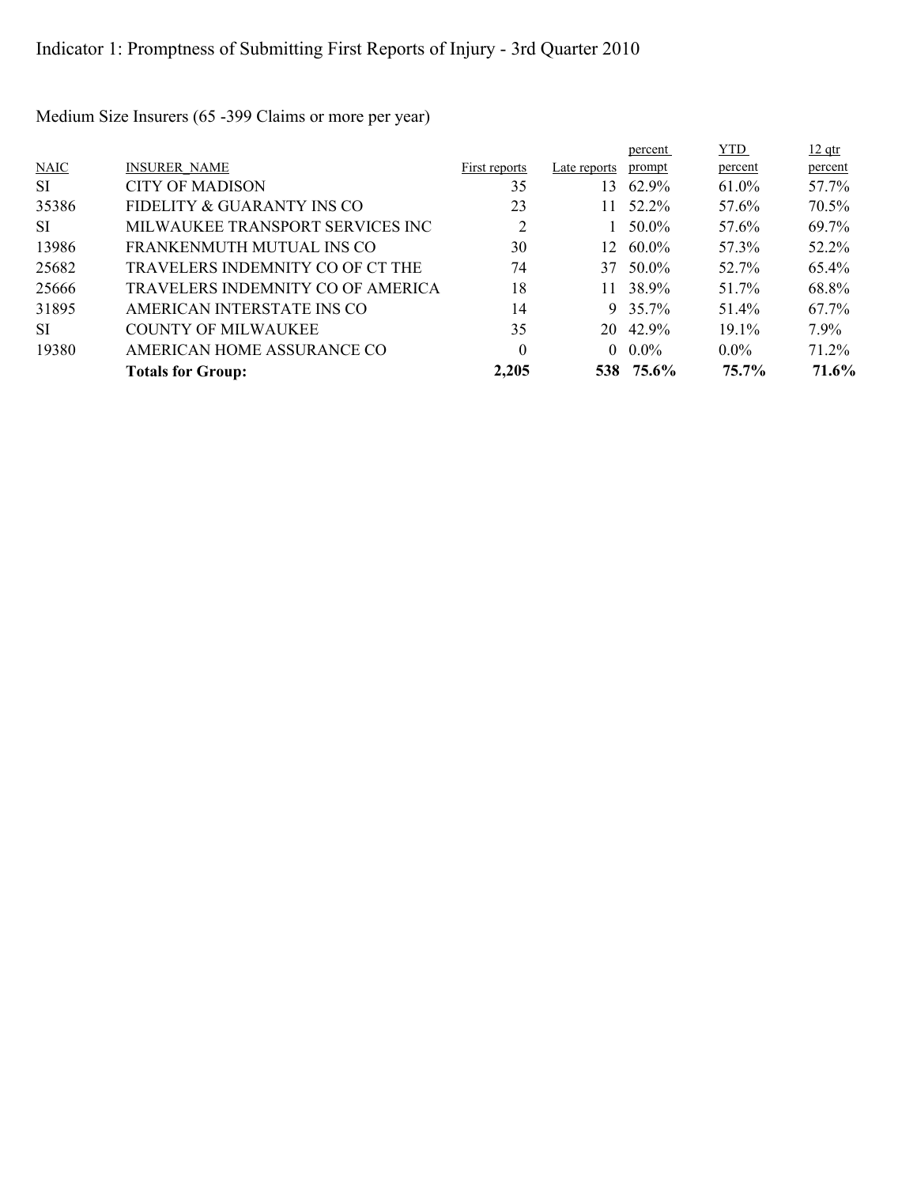# Indicator 1: Promptness of Submitting First Reports of Injury - 3rd Quarter 2010

Medium Size Insurers (65 -399 Claims or more per year)

| NAIC | INSURER_NAME | First reports | Late reports | percent prompt | YTD percent | 12 qtr percent |
|---|---|---|---|---|---|---|
| SI | CITY OF MADISON | 35 | 13 | 62.9% | 61.0% | 57.7% |
| 35386 | FIDELITY & GUARANTY INS CO | 23 | 11 | 52.2% | 57.6% | 70.5% |
| SI | MILWAUKEE TRANSPORT SERVICES INC | 2 | 1 | 50.0% | 57.6% | 69.7% |
| 13986 | FRANKENMUTH MUTUAL INS CO | 30 | 12 | 60.0% | 57.3% | 52.2% |
| 25682 | TRAVELERS INDEMNITY CO OF CT THE | 74 | 37 | 50.0% | 52.7% | 65.4% |
| 25666 | TRAVELERS INDEMNITY CO OF AMERICA | 18 | 11 | 38.9% | 51.7% | 68.8% |
| 31895 | AMERICAN INTERSTATE INS CO | 14 | 9 | 35.7% | 51.4% | 67.7% |
| SI | COUNTY OF MILWAUKEE | 35 | 20 | 42.9% | 19.1% | 7.9% |
| 19380 | AMERICAN HOME ASSURANCE CO | 0 | 0 | 0.0% | 0.0% | 71.2% |
| | **Totals for Group:** | **2,205** | **538** | **75.6%** | **75.7%** | **71.6%** |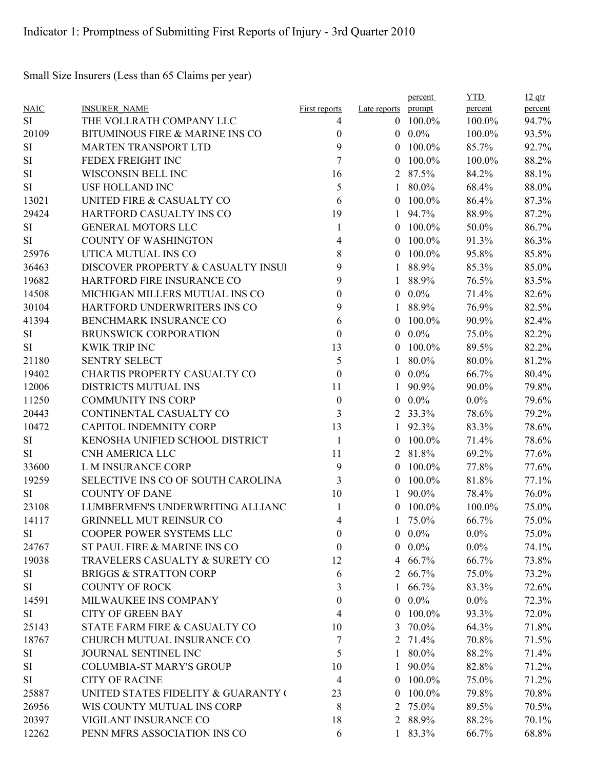Indicator 1: Promptness of Submitting First Reports of Injury - 3rd Quarter 2010

Small Size Insurers (Less than 65 Claims per year)

| NAIC | INSURER_NAME | First reports | Late reports | percent prompt | YTD percent | 12 qtr percent |
|---|---|---|---|---|---|---|
| SI | THE VOLLRATH COMPANY LLC | 4 | 0 | 100.0% | 100.0% | 94.7% |
| 20109 | BITUMINOUS FIRE & MARINE INS CO | 0 | 0 | 0.0% | 100.0% | 93.5% |
| SI | MARTEN TRANSPORT LTD | 9 | 0 | 100.0% | 85.7% | 92.7% |
| SI | FEDEX FREIGHT INC | 7 | 0 | 100.0% | 100.0% | 88.2% |
| SI | WISCONSIN BELL INC | 16 | 2 | 87.5% | 84.2% | 88.1% |
| SI | USF HOLLAND INC | 5 | 1 | 80.0% | 68.4% | 88.0% |
| 13021 | UNITED FIRE & CASUALTY CO | 6 | 0 | 100.0% | 86.4% | 87.3% |
| 29424 | HARTFORD CASUALTY INS CO | 19 | 1 | 94.7% | 88.9% | 87.2% |
| SI | GENERAL MOTORS LLC | 1 | 0 | 100.0% | 50.0% | 86.7% |
| SI | COUNTY OF WASHINGTON | 4 | 0 | 100.0% | 91.3% | 86.3% |
| 25976 | UTICA MUTUAL INS CO | 8 | 0 | 100.0% | 95.8% | 85.8% |
| 36463 | DISCOVER PROPERTY & CASUALTY INSUI | 9 | 1 | 88.9% | 85.3% | 85.0% |
| 19682 | HARTFORD FIRE INSURANCE CO | 9 | 1 | 88.9% | 76.5% | 83.5% |
| 14508 | MICHIGAN MILLERS MUTUAL INS CO | 0 | 0 | 0.0% | 71.4% | 82.6% |
| 30104 | HARTFORD UNDERWRITERS INS CO | 9 | 1 | 88.9% | 76.9% | 82.5% |
| 41394 | BENCHMARK INSURANCE CO | 6 | 0 | 100.0% | 90.9% | 82.4% |
| SI | BRUNSWICK CORPORATION | 0 | 0 | 0.0% | 75.0% | 82.2% |
| SI | KWIK TRIP INC | 13 | 0 | 100.0% | 89.5% | 82.2% |
| 21180 | SENTRY SELECT | 5 | 1 | 80.0% | 80.0% | 81.2% |
| 19402 | CHARTIS PROPERTY CASUALTY CO | 0 | 0 | 0.0% | 66.7% | 80.4% |
| 12006 | DISTRICTS MUTUAL INS | 11 | 1 | 90.9% | 90.0% | 79.8% |
| 11250 | COMMUNITY INS CORP | 0 | 0 | 0.0% | 0.0% | 79.6% |
| 20443 | CONTINENTAL CASUALTY CO | 3 | 2 | 33.3% | 78.6% | 79.2% |
| 10472 | CAPITOL INDEMNITY CORP | 13 | 1 | 92.3% | 83.3% | 78.6% |
| SI | KENOSHA UNIFIED SCHOOL DISTRICT | 1 | 0 | 100.0% | 71.4% | 78.6% |
| SI | CNH AMERICA LLC | 11 | 2 | 81.8% | 69.2% | 77.6% |
| 33600 | L M INSURANCE CORP | 9 | 0 | 100.0% | 77.8% | 77.6% |
| 19259 | SELECTIVE INS CO OF SOUTH CAROLINA | 3 | 0 | 100.0% | 81.8% | 77.1% |
| SI | COUNTY OF DANE | 10 | 1 | 90.0% | 78.4% | 76.0% |
| 23108 | LUMBERMEN'S UNDERWRITING ALLIANC | 1 | 0 | 100.0% | 100.0% | 75.0% |
| 14117 | GRINNELL MUT REINSUR CO | 4 | 1 | 75.0% | 66.7% | 75.0% |
| SI | COOPER POWER SYSTEMS LLC | 0 | 0 | 0.0% | 0.0% | 75.0% |
| 24767 | ST PAUL FIRE & MARINE INS CO | 0 | 0 | 0.0% | 0.0% | 74.1% |
| 19038 | TRAVELERS CASUALTY & SURETY CO | 12 | 4 | 66.7% | 66.7% | 73.8% |
| SI | BRIGGS & STRATTON CORP | 6 | 2 | 66.7% | 75.0% | 73.2% |
| SI | COUNTY OF ROCK | 3 | 1 | 66.7% | 83.3% | 72.6% |
| 14591 | MILWAUKEE INS COMPANY | 0 | 0 | 0.0% | 0.0% | 72.3% |
| SI | CITY OF GREEN BAY | 4 | 0 | 100.0% | 93.3% | 72.0% |
| 25143 | STATE FARM FIRE & CASUALTY CO | 10 | 3 | 70.0% | 64.3% | 71.8% |
| 18767 | CHURCH MUTUAL INSURANCE CO | 7 | 2 | 71.4% | 70.8% | 71.5% |
| SI | JOURNAL SENTINEL INC | 5 | 1 | 80.0% | 88.2% | 71.4% |
| SI | COLUMBIA-ST MARY'S GROUP | 10 | 1 | 90.0% | 82.8% | 71.2% |
| SI | CITY OF RACINE | 4 | 0 | 100.0% | 75.0% | 71.2% |
| 25887 | UNITED STATES FIDELITY & GUARANTY ( | 23 | 0 | 100.0% | 79.8% | 70.8% |
| 26956 | WIS COUNTY MUTUAL INS CORP | 8 | 2 | 75.0% | 89.5% | 70.5% |
| 20397 | VIGILANT INSURANCE CO | 18 | 2 | 88.9% | 88.2% | 70.1% |
| 12262 | PENN MFRS ASSOCIATION INS CO | 6 | 1 | 83.3% | 66.7% | 68.8% |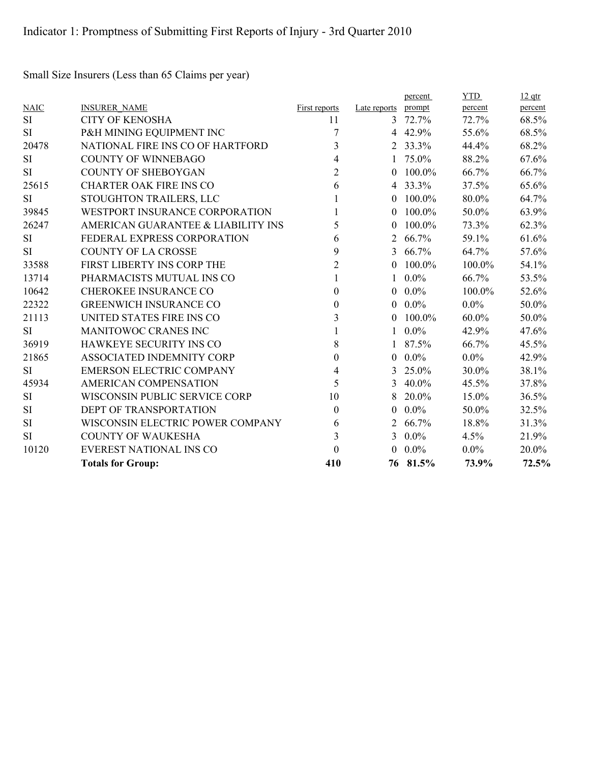Indicator 1: Promptness of Submitting First Reports of Injury - 3rd Quarter 2010

Small Size Insurers (Less than 65 Claims per year)

| NAIC | INSURER_NAME | First reports | Late reports | percent prompt | YTD percent | 12 qtr percent |
|---|---|---|---|---|---|---|
| SI | CITY OF KENOSHA | 11 | 3 | 72.7% | 72.7% | 68.5% |
| SI | P&H MINING EQUIPMENT INC | 7 | 4 | 42.9% | 55.6% | 68.5% |
| 20478 | NATIONAL FIRE INS CO OF HARTFORD | 3 | 2 | 33.3% | 44.4% | 68.2% |
| SI | COUNTY OF WINNEBAGO | 4 | 1 | 75.0% | 88.2% | 67.6% |
| SI | COUNTY OF SHEBOYGAN | 2 | 0 | 100.0% | 66.7% | 66.7% |
| 25615 | CHARTER OAK FIRE INS CO | 6 | 4 | 33.3% | 37.5% | 65.6% |
| SI | STOUGHTON TRAILERS, LLC | 1 | 0 | 100.0% | 80.0% | 64.7% |
| 39845 | WESTPORT INSURANCE CORPORATION | 1 | 0 | 100.0% | 50.0% | 63.9% |
| 26247 | AMERICAN GUARANTEE & LIABILITY INS | 5 | 0 | 100.0% | 73.3% | 62.3% |
| SI | FEDERAL EXPRESS CORPORATION | 6 | 2 | 66.7% | 59.1% | 61.6% |
| SI | COUNTY OF LA CROSSE | 9 | 3 | 66.7% | 64.7% | 57.6% |
| 33588 | FIRST LIBERTY INS CORP THE | 2 | 0 | 100.0% | 100.0% | 54.1% |
| 13714 | PHARMACISTS MUTUAL INS CO | 1 | 1 | 0.0% | 66.7% | 53.5% |
| 10642 | CHEROKEE INSURANCE CO | 0 | 0 | 0.0% | 100.0% | 52.6% |
| 22322 | GREENWICH INSURANCE CO | 0 | 0 | 0.0% | 0.0% | 50.0% |
| 21113 | UNITED STATES FIRE INS CO | 3 | 0 | 100.0% | 60.0% | 50.0% |
| SI | MANITOWOC CRANES INC | 1 | 1 | 0.0% | 42.9% | 47.6% |
| 36919 | HAWKEYE SECURITY INS CO | 8 | 1 | 87.5% | 66.7% | 45.5% |
| 21865 | ASSOCIATED INDEMNITY CORP | 0 | 0 | 0.0% | 0.0% | 42.9% |
| SI | EMERSON ELECTRIC COMPANY | 4 | 3 | 25.0% | 30.0% | 38.1% |
| 45934 | AMERICAN COMPENSATION | 5 | 3 | 40.0% | 45.5% | 37.8% |
| SI | WISCONSIN PUBLIC SERVICE CORP | 10 | 8 | 20.0% | 15.0% | 36.5% |
| SI | DEPT OF TRANSPORTATION | 0 | 0 | 0.0% | 50.0% | 32.5% |
| SI | WISCONSIN ELECTRIC POWER COMPANY | 6 | 2 | 66.7% | 18.8% | 31.3% |
| SI | COUNTY OF WAUKESHA | 3 | 3 | 0.0% | 4.5% | 21.9% |
| 10120 | EVEREST NATIONAL INS CO | 0 | 0 | 0.0% | 0.0% | 20.0% |
| | **Totals for Group:** | **410** | **76** | **81.5%** | **73.9%** | **72.5%** |